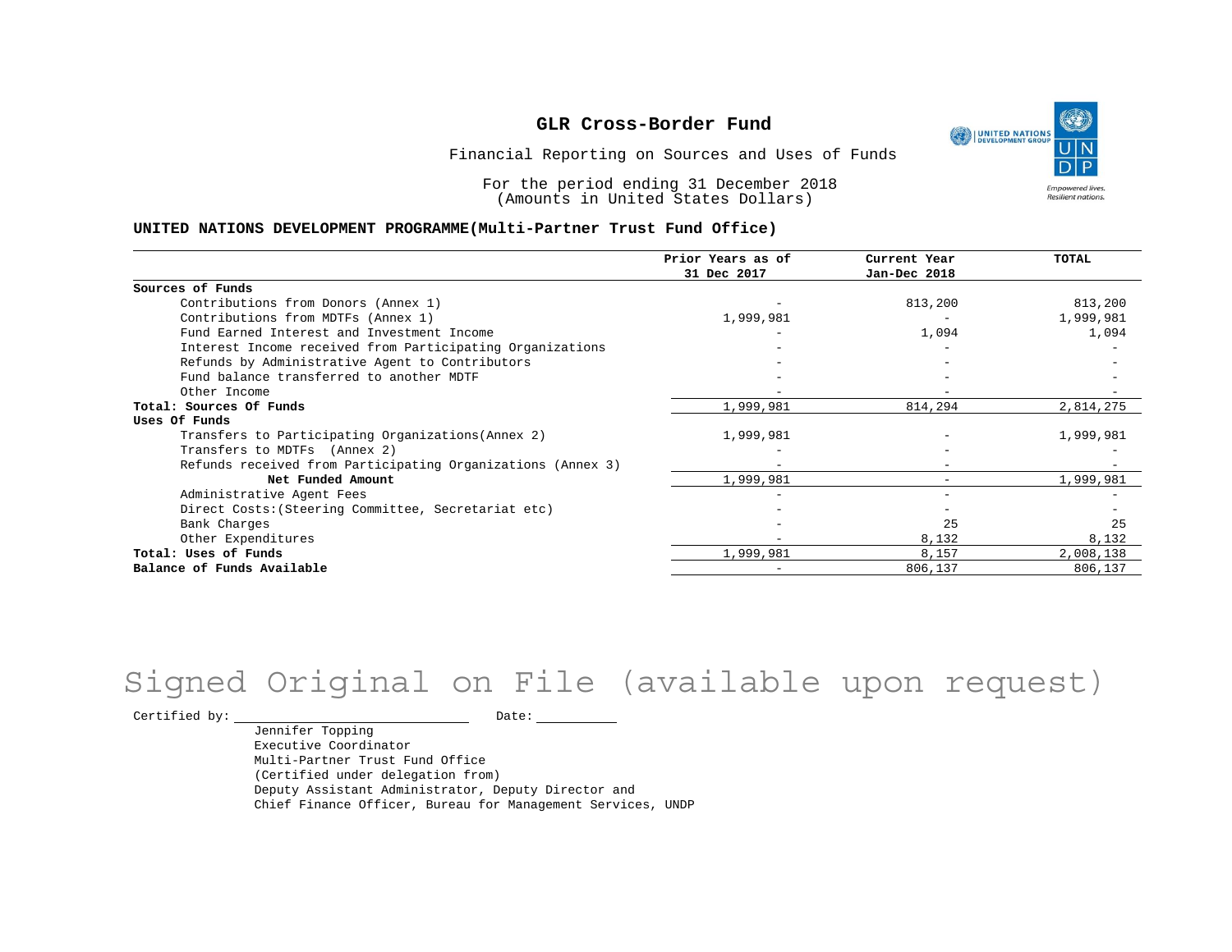# GLR Cross-Border Fund

Financial Reporting on Sources and Uses of Funds

For the period ending 31 December 2018
(Amounts in United States Dollars)

**UNITED NATIONS DEVELOPMENT PROGRAMME(Multi-Partner Trust Fund Office)**

| | Prior Years as of 31 Dec 2017 | Current Year Jan-Dec 2018 | TOTAL |
|---|---|---|---|
| **Sources of Funds** | | | |
| Contributions from Donors (Annex 1) | - | 813,200 | 813,200 |
| Contributions from MDTFs (Annex 1) | 1,999,981 | - | 1,999,981 |
| Fund Earned Interest and Investment Income | - | 1,094 | 1,094 |
| Interest Income received from Participating Organizations | - | - | - |
| Refunds by Administrative Agent to Contributors | - | - | - |
| Fund balance transferred to another MDTF | - | - | - |
| Other Income | - | - | - |
| **Total: Sources Of Funds** | 1,999,981 | 814,294 | 2,814,275 |
| **Uses Of Funds** | | | |
| Transfers to Participating Organizations(Annex 2) | 1,999,981 | - | 1,999,981 |
| Transfers to MDTFs (Annex 2) | - | - | - |
| Refunds received from Participating Organizations (Annex 3) | - | - | - |
| **Net Funded Amount** | 1,999,981 | - | 1,999,981 |
| Administrative Agent Fees | - | - | - |
| Direct Costs:(Steering Committee, Secretariat etc) | - | - | - |
| Bank Charges | - | 25 | 25 |
| Other Expenditures | - | 8,132 | 8,132 |
| **Total: Uses of Funds** | 1,999,981 | 8,157 | 2,008,138 |
| **Balance of Funds Available** | - | 806,137 | 806,137 |

Signed Original on File (available upon request)

Certified by: ____________________ Date: __________

Jennifer Topping
Executive Coordinator
Multi-Partner Trust Fund Office
(Certified under delegation from)
Deputy Assistant Administrator, Deputy Director and
Chief Finance Officer, Bureau for Management Services, UNDP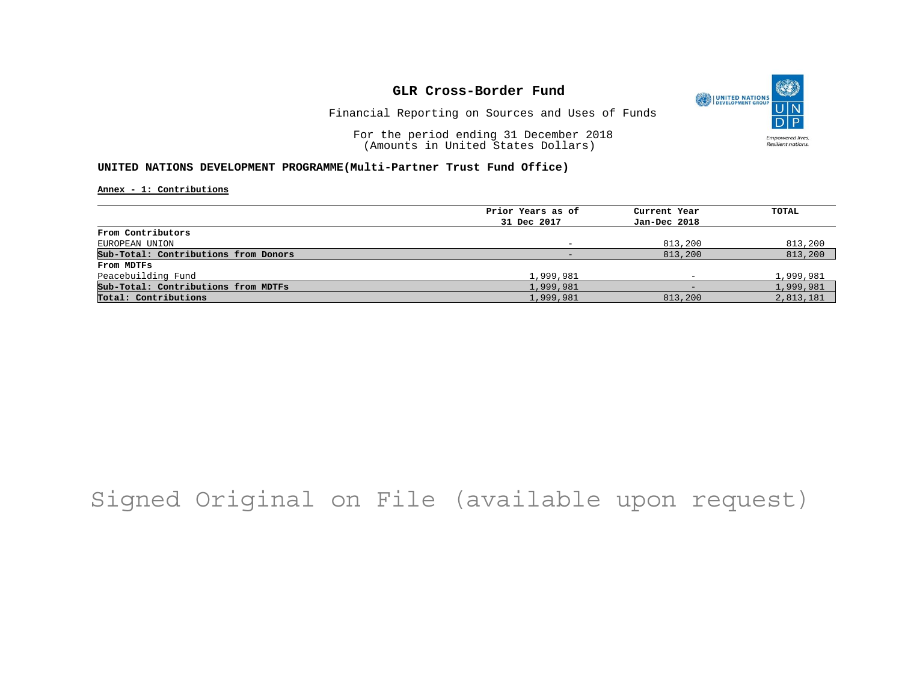# GLR Cross-Border Fund

Financial Reporting on Sources and Uses of Funds

For the period ending 31 December 2018
(Amounts in United States Dollars)

**UNITED NATIONS DEVELOPMENT PROGRAMME(Multi-Partner Trust Fund Office)**

**Annex - 1: Contributions**

| | Prior Years as of 31 Dec 2017 | Current Year Jan-Dec 2018 | TOTAL |
|---|---|---|---|
| **From Contributors** | | | |
| EUROPEAN UNION | - | 813,200 | 813,200 |
| **Sub-Total: Contributions from Donors** | - | 813,200 | 813,200 |
| **From MDTFs** | | | |
| Peacebuilding Fund | 1,999,981 | - | 1,999,981 |
| **Sub-Total: Contributions from MDTFs** | 1,999,981 | - | 1,999,981 |
| **Total: Contributions** | 1,999,981 | 813,200 | 2,813,181 |

Signed Original on File (available upon request)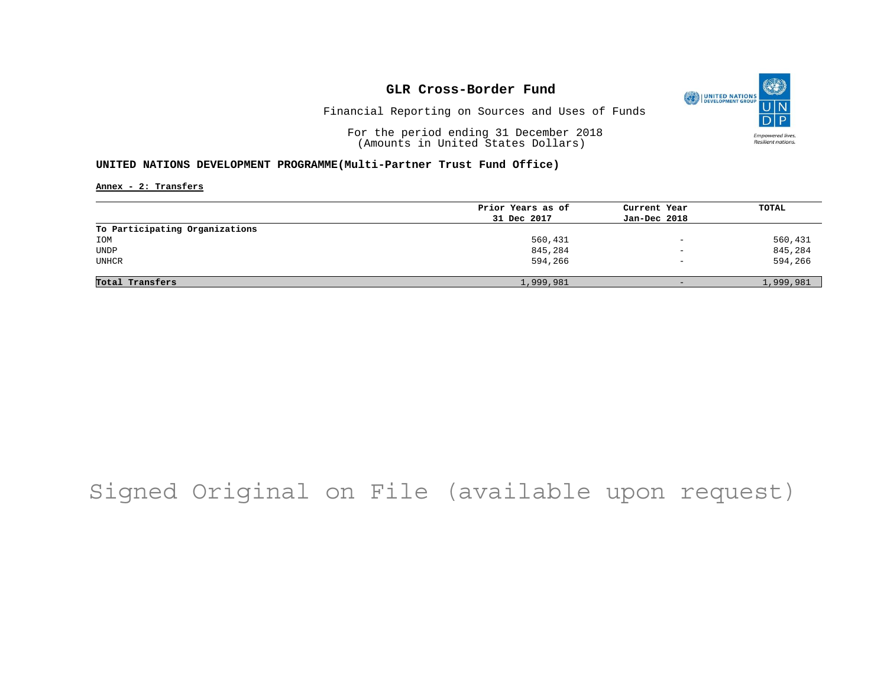# GLR Cross-Border Fund

Financial Reporting on Sources and Uses of Funds

For the period ending 31 December 2018
(Amounts in United States Dollars)

**UNITED NATIONS DEVELOPMENT PROGRAMME(Multi-Partner Trust Fund Office)**

**Annex - 2: Transfers**

| | Prior Years as of 31 Dec 2017 | Current Year Jan-Dec 2018 | TOTAL |
|---|---|---|---|
| **To Participating Organizations** | | | |
| IOM | 560,431 | - | 560,431 |
| UNDP | 845,284 | - | 845,284 |
| UNHCR | 594,266 | - | 594,266 |
| **Total Transfers** | 1,999,981 | - | 1,999,981 |

Signed Original on File (available upon request)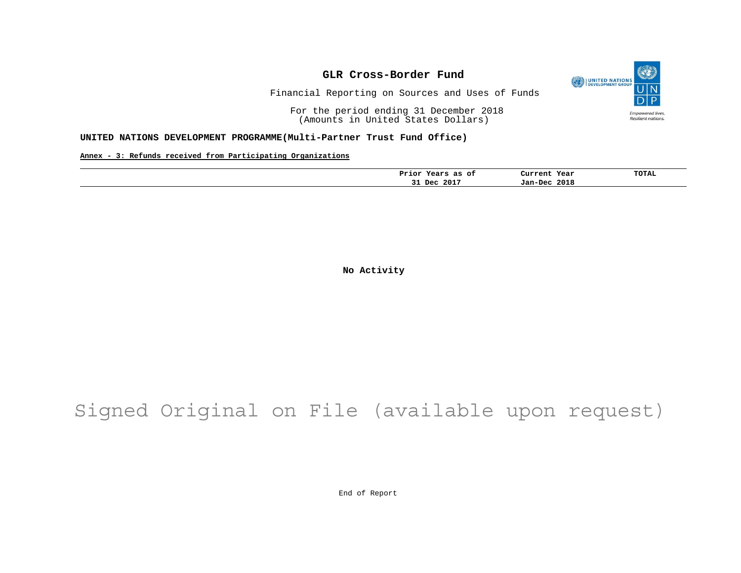# GLR Cross-Border Fund

Financial Reporting on Sources and Uses of Funds

For the period ending 31 December 2018
(Amounts in United States Dollars)

**UNITED NATIONS DEVELOPMENT PROGRAMME(Multi-Partner Trust Fund Office)**

**Annex - 3: Refunds received from Participating Organizations**

| | Prior Years as of 31 Dec 2017 | Current Year Jan-Dec 2018 | TOTAL |
|---|---|---|---|

**No Activity**

Signed Original on File (available upon request)

End of Report